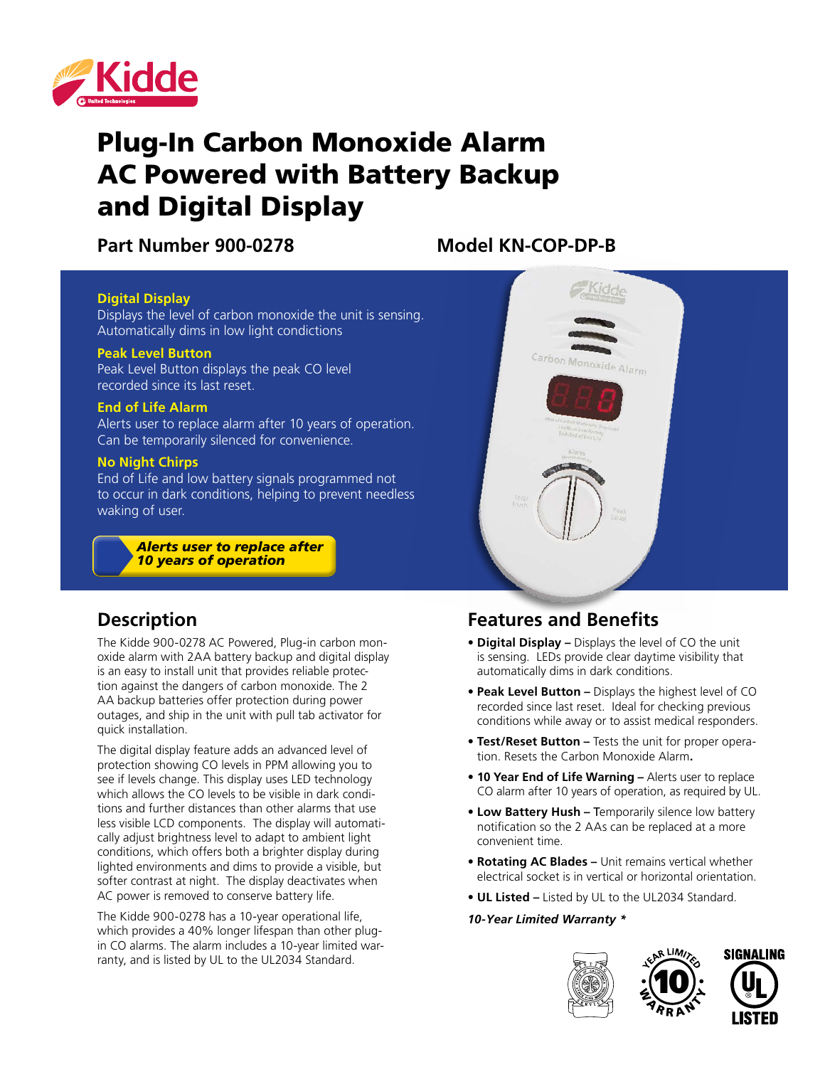# Plug-In Carbon Monoxide Alarm AC Powered with Battery Backup and Digital Display

**Part Number 900-0278**

**Model KN-COP-DP-B**

**Digital Display**
Displays the level of carbon monoxide the unit is sensing. Automatically dims in low light condictions

**Peak Level Button**
Peak Level Button displays the peak CO level recorded since its last reset.

**End of Life Alarm**
Alerts user to replace alarm after 10 years of operation. Can be temporarily silenced for convenience.

**No Night Chirps**
End of Life and low battery signals programmed not to occur in dark conditions, helping to prevent needless waking of user.

***Alerts user to replace after 10 years of operation***

## Description

The Kidde 900-0278 AC Powered, Plug-in carbon monoxide alarm with 2AA battery backup and digital display is an easy to install unit that provides reliable protection against the dangers of carbon monoxide. The 2 AA backup batteries offer protection during power outages, and ship in the unit with pull tab activator for quick installation.

The digital display feature adds an advanced level of protection showing CO levels in PPM allowing you to see if levels change. This display uses LED technology which allows the CO levels to be visible in dark conditions and further distances than other alarms that use less visible LCD components. The display will automatically adjust brightness level to adapt to ambient light conditions, which offers both a brighter display during lighted environments and dims to provide a visible, but softer contrast at night. The display deactivates when AC power is removed to conserve battery life.

The Kidde 900-0278 has a 10-year operational life, which provides a 40% longer lifespan than other plug-in CO alarms. The alarm includes a 10-year limited warranty, and is listed by UL to the UL2034 Standard.

## Features and Benefits

- **Digital Display –** Displays the level of CO the unit is sensing. LEDs provide clear daytime visibility that automatically dims in dark conditions.
- **Peak Level Button –** Displays the highest level of CO recorded since last reset. Ideal for checking previous conditions while away or to assist medical responders.
- **Test/Reset Button –** Tests the unit for proper operation. Resets the Carbon Monoxide Alarm.
- **10 Year End of Life Warning –** Alerts user to replace CO alarm after 10 years of operation, as required by UL.
- **Low Battery Hush –** Temporarily silence low battery notification so the 2 AAs can be replaced at a more convenient time.
- **Rotating AC Blades –** Unit remains vertical whether electrical socket is in vertical or horizontal orientation.
- **UL Listed –** Listed by UL to the UL2034 Standard.

*10-Year Limited Warranty \**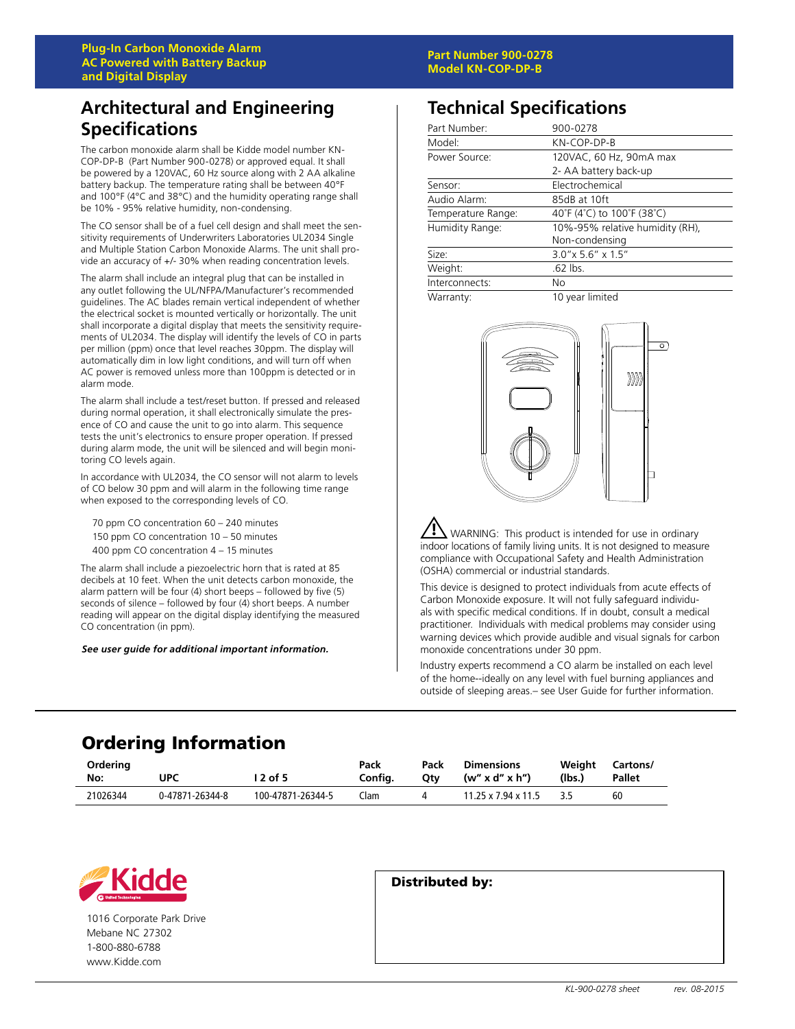Plug-In Carbon Monoxide Alarm
AC Powered with Battery Backup
and Digital Display

Part Number 900-0278
Model KN-COP-DP-B

## Architectural and Engineering Specifications

The carbon monoxide alarm shall be Kidde model number KN-COP-DP-B (Part Number 900-0278) or approved equal. It shall be powered by a 120VAC, 60 Hz source along with 2 AA alkaline battery backup. The temperature rating shall be between 40°F and 100°F (4°C and 38°C) and the humidity operating range shall be 10% - 95% relative humidity, non-condensing.

The CO sensor shall be of a fuel cell design and shall meet the sensitivity requirements of Underwriters Laboratories UL2034 Single and Multiple Station Carbon Monoxide Alarms. The unit shall provide an accuracy of +/- 30% when reading concentration levels.

The alarm shall include an integral plug that can be installed in any outlet following the UL/NFPA/Manufacturer's recommended guidelines. The AC blades remain vertical independent of whether the electrical socket is mounted vertically or horizontally. The unit shall incorporate a digital display that meets the sensitivity requirements of UL2034. The display will identify the levels of CO in parts per million (ppm) once that level reaches 30ppm. The display will automatically dim in low light conditions, and will turn off when AC power is removed unless more than 100ppm is detected or in alarm mode.

The alarm shall include a test/reset button. If pressed and released during normal operation, it shall electronically simulate the presence of CO and cause the unit to go into alarm. This sequence tests the unit's electronics to ensure proper operation. If pressed during alarm mode, the unit will be silenced and will begin monitoring CO levels again.

In accordance with UL2034, the CO sensor will not alarm to levels of CO below 30 ppm and will alarm in the following time range when exposed to the corresponding levels of CO.

70 ppm CO concentration 60 – 240 minutes
150 ppm CO concentration 10 – 50 minutes
400 ppm CO concentration 4 – 15 minutes

The alarm shall include a piezoelectric horn that is rated at 85 decibels at 10 feet. When the unit detects carbon monoxide, the alarm pattern will be four (4) short beeps – followed by five (5) seconds of silence – followed by four (4) short beeps. A number reading will appear on the digital display identifying the measured CO concentration (in ppm).

***See user guide for additional important information.***

## Technical Specifications

| | |
|---|---|
| Part Number: | 900-0278 |
| Model: | KN-COP-DP-B |
| Power Source: | 120VAC, 60 Hz, 90mA max<br>2- AA battery back-up |
| Sensor: | Electrochemical |
| Audio Alarm: | 85dB at 10ft |
| Temperature Range: | 40˚F (4˚C) to 100˚F (38˚C) |
| Humidity Range: | 10%-95% relative humidity (RH), Non-condensing |
| Size: | 3.0"x 5.6" x 1.5" |
| Weight: | .62 lbs. |
| Interconnects: | No |
| Warranty: | 10 year limited |

⚠ WARNING: This product is intended for use in ordinary indoor locations of family living units. It is not designed to measure compliance with Occupational Safety and Health Administration (OSHA) commercial or industrial standards.

This device is designed to protect individuals from acute effects of Carbon Monoxide exposure. It will not fully safeguard individuals with specific medical conditions. If in doubt, consult a medical practitioner. Individuals with medical problems may consider using warning devices which provide audible and visual signals for carbon monoxide concentrations under 30 ppm.

Industry experts recommend a CO alarm be installed on each level of the home--ideally on any level with fuel burning appliances and outside of sleeping areas.– see User Guide for further information.

## Ordering Information

| Ordering No: | UPC | I 2 of 5 | Pack Config. | Pack Qty | Dimensions (w" x d" x h") | Weight (lbs.) | Cartons/ Pallet |
|---|---|---|---|---|---|---|---|
| 21026344 | 0-47871-26344-8 | 100-47871-26344-5 | Clam | 4 | 11.25 x 7.94 x 11.5 | 3.5 | 60 |

Kidde
United Technologies

1016 Corporate Park Drive
Mebane NC 27302
1-800-880-6788
www.Kidde.com

**Distributed by:**

KL-900-0278 sheet rev. 08-2015